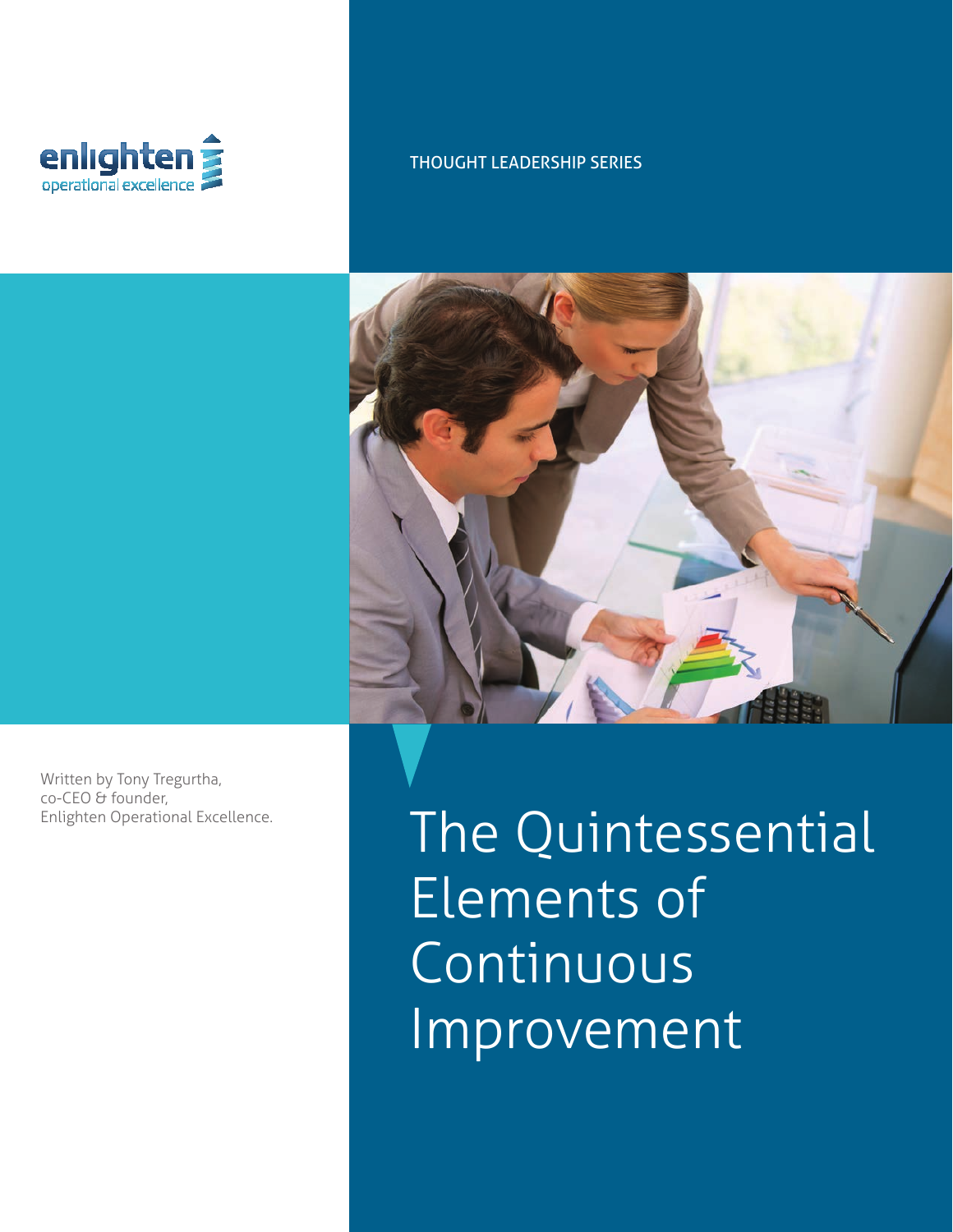enlighten
operational excellence

THOUGHT LEADERSHIP SERIES

Written by Tony Tregurtha,
co-CEO & founder,
Enlighten Operational Excellence.

# The Quintessential Elements of Continuous Improvement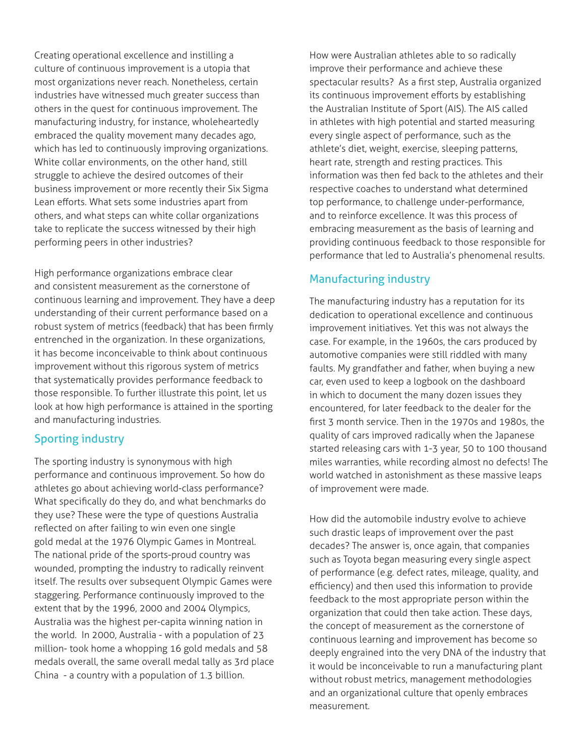Creating operational excellence and instilling a culture of continuous improvement is a utopia that most organizations never reach. Nonetheless, certain industries have witnessed much greater success than others in the quest for continuous improvement. The manufacturing industry, for instance, wholeheartedly embraced the quality movement many decades ago, which has led to continuously improving organizations. White collar environments, on the other hand, still struggle to achieve the desired outcomes of their business improvement or more recently their Six Sigma Lean efforts. What sets some industries apart from others, and what steps can white collar organizations take to replicate the success witnessed by their high performing peers in other industries?

High performance organizations embrace clear and consistent measurement as the cornerstone of continuous learning and improvement. They have a deep understanding of their current performance based on a robust system of metrics (feedback) that has been firmly entrenched in the organization. In these organizations, it has become inconceivable to think about continuous improvement without this rigorous system of metrics that systematically provides performance feedback to those responsible. To further illustrate this point, let us look at how high performance is attained in the sporting and manufacturing industries.

## Sporting industry

The sporting industry is synonymous with high performance and continuous improvement. So how do athletes go about achieving world-class performance? What specifically do they do, and what benchmarks do they use? These were the type of questions Australia reflected on after failing to win even one single gold medal at the 1976 Olympic Games in Montreal. The national pride of the sports-proud country was wounded, prompting the industry to radically reinvent itself. The results over subsequent Olympic Games were staggering. Performance continuously improved to the extent that by the 1996, 2000 and 2004 Olympics, Australia was the highest per-capita winning nation in the world. In 2000, Australia - with a population of 23 million- took home a whopping 16 gold medals and 58 medals overall, the same overall medal tally as 3rd place China - a country with a population of 1.3 billion.

How were Australian athletes able to so radically improve their performance and achieve these spectacular results? As a first step, Australia organized its continuous improvement efforts by establishing the Australian Institute of Sport (AIS). The AIS called in athletes with high potential and started measuring every single aspect of performance, such as the athlete's diet, weight, exercise, sleeping patterns, heart rate, strength and resting practices. This information was then fed back to the athletes and their respective coaches to understand what determined top performance, to challenge under-performance, and to reinforce excellence. It was this process of embracing measurement as the basis of learning and providing continuous feedback to those responsible for performance that led to Australia's phenomenal results.

## Manufacturing industry

The manufacturing industry has a reputation for its dedication to operational excellence and continuous improvement initiatives. Yet this was not always the case. For example, in the 1960s, the cars produced by automotive companies were still riddled with many faults. My grandfather and father, when buying a new car, even used to keep a logbook on the dashboard in which to document the many dozen issues they encountered, for later feedback to the dealer for the first 3 month service. Then in the 1970s and 1980s, the quality of cars improved radically when the Japanese started releasing cars with 1-3 year, 50 to 100 thousand miles warranties, while recording almost no defects! The world watched in astonishment as these massive leaps of improvement were made.

How did the automobile industry evolve to achieve such drastic leaps of improvement over the past decades? The answer is, once again, that companies such as Toyota began measuring every single aspect of performance (e.g. defect rates, mileage, quality, and efficiency) and then used this information to provide feedback to the most appropriate person within the organization that could then take action. These days, the concept of measurement as the cornerstone of continuous learning and improvement has become so deeply engrained into the very DNA of the industry that it would be inconceivable to run a manufacturing plant without robust metrics, management methodologies and an organizational culture that openly embraces measurement.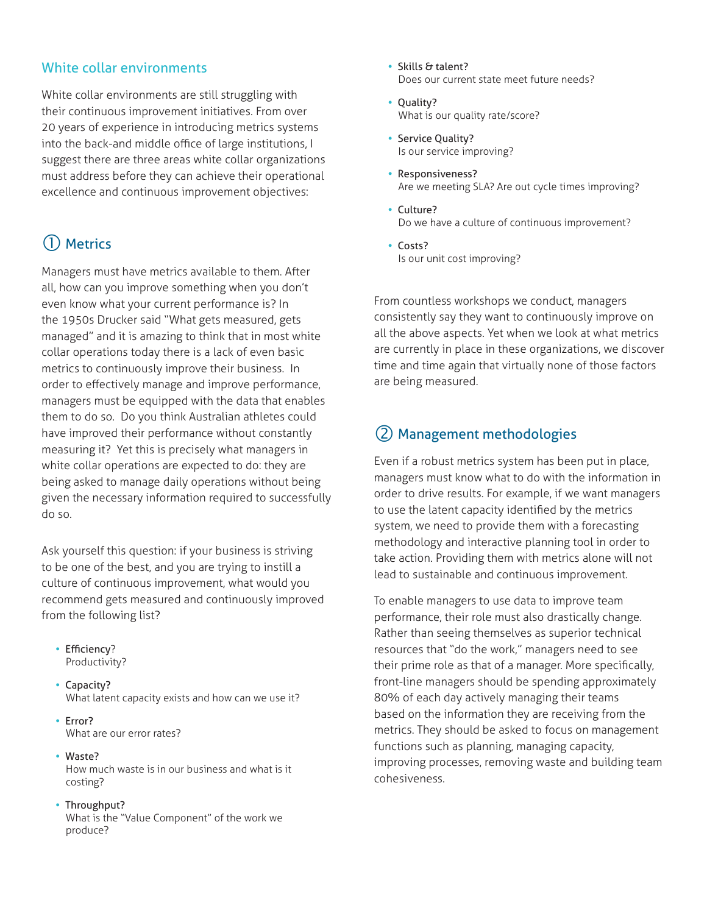## White collar environments

White collar environments are still struggling with their continuous improvement initiatives. From over 20 years of experience in introducing metrics systems into the back-and middle office of large institutions, I suggest there are three areas white collar organizations must address before they can achieve their operational excellence and continuous improvement objectives:

### ① Metrics

Managers must have metrics available to them. After all, how can you improve something when you don't even know what your current performance is? In the 1950s Drucker said "What gets measured, gets managed" and it is amazing to think that in most white collar operations today there is a lack of even basic metrics to continuously improve their business. In order to effectively manage and improve performance, managers must be equipped with the data that enables them to do so. Do you think Australian athletes could have improved their performance without constantly measuring it? Yet this is precisely what managers in white collar operations are expected to do: they are being asked to manage daily operations without being given the necessary information required to successfully do so.

Ask yourself this question: if your business is striving to be one of the best, and you are trying to instill a culture of continuous improvement, what would you recommend gets measured and continuously improved from the following list?

- Efficiency?
  Productivity?
- Capacity?
  What latent capacity exists and how can we use it?
- Error?
  What are our error rates?
- Waste?
  How much waste is in our business and what is it costing?
- Throughput?
  What is the "Value Component" of the work we produce?
- Skills & talent?
  Does our current state meet future needs?
- Quality?
  What is our quality rate/score?
- Service Quality?
  Is our service improving?
- Responsiveness?
  Are we meeting SLA? Are out cycle times improving?
- Culture?
  Do we have a culture of continuous improvement?
- Costs?
  Is our unit cost improving?

From countless workshops we conduct, managers consistently say they want to continuously improve on all the above aspects. Yet when we look at what metrics are currently in place in these organizations, we discover time and time again that virtually none of those factors are being measured.

### ② Management methodologies

Even if a robust metrics system has been put in place, managers must know what to do with the information in order to drive results. For example, if we want managers to use the latent capacity identified by the metrics system, we need to provide them with a forecasting methodology and interactive planning tool in order to take action. Providing them with metrics alone will not lead to sustainable and continuous improvement.

To enable managers to use data to improve team performance, their role must also drastically change. Rather than seeing themselves as superior technical resources that "do the work," managers need to see their prime role as that of a manager. More specifically, front-line managers should be spending approximately 80% of each day actively managing their teams based on the information they are receiving from the metrics. They should be asked to focus on management functions such as planning, managing capacity, improving processes, removing waste and building team cohesiveness.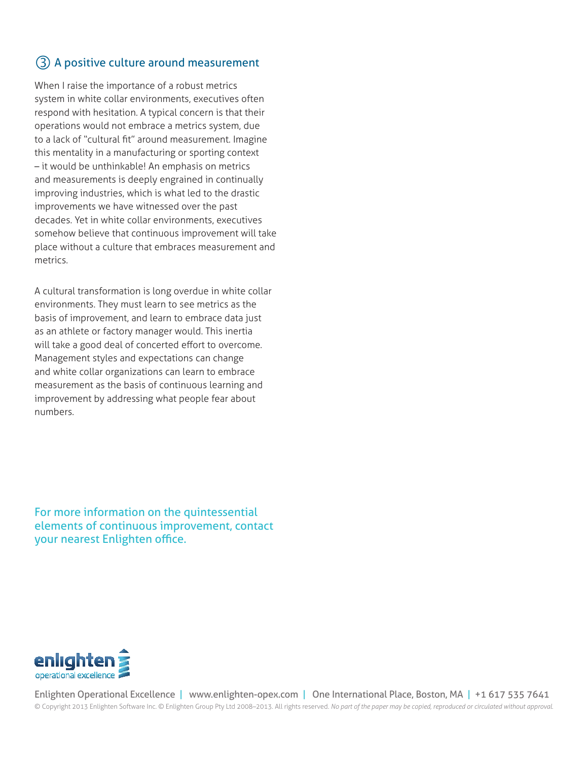## ③ A positive culture around measurement

When I raise the importance of a robust metrics system in white collar environments, executives often respond with hesitation. A typical concern is that their operations would not embrace a metrics system, due to a lack of "cultural fit" around measurement. Imagine this mentality in a manufacturing or sporting context – it would be unthinkable! An emphasis on metrics and measurements is deeply engrained in continually improving industries, which is what led to the drastic improvements we have witnessed over the past decades. Yet in white collar environments, executives somehow believe that continuous improvement will take place without a culture that embraces measurement and metrics.

A cultural transformation is long overdue in white collar environments. They must learn to see metrics as the basis of improvement, and learn to embrace data just as an athlete or factory manager would. This inertia will take a good deal of concerted effort to overcome. Management styles and expectations can change and white collar organizations can learn to embrace measurement as the basis of continuous learning and improvement by addressing what people fear about numbers.

For more information on the quintessential elements of continuous improvement, contact your nearest Enlighten office.

enlighten operational excellence

Enlighten Operational Excellence | www.enlighten-opex.com | One International Place, Boston, MA | +1 617 535 7641

© Copyright 2013 Enlighten Software Inc. © Enlighten Group Pty Ltd 2008–2013. All rights reserved. *No part of the paper may be copied, reproduced or circulated without approval.*